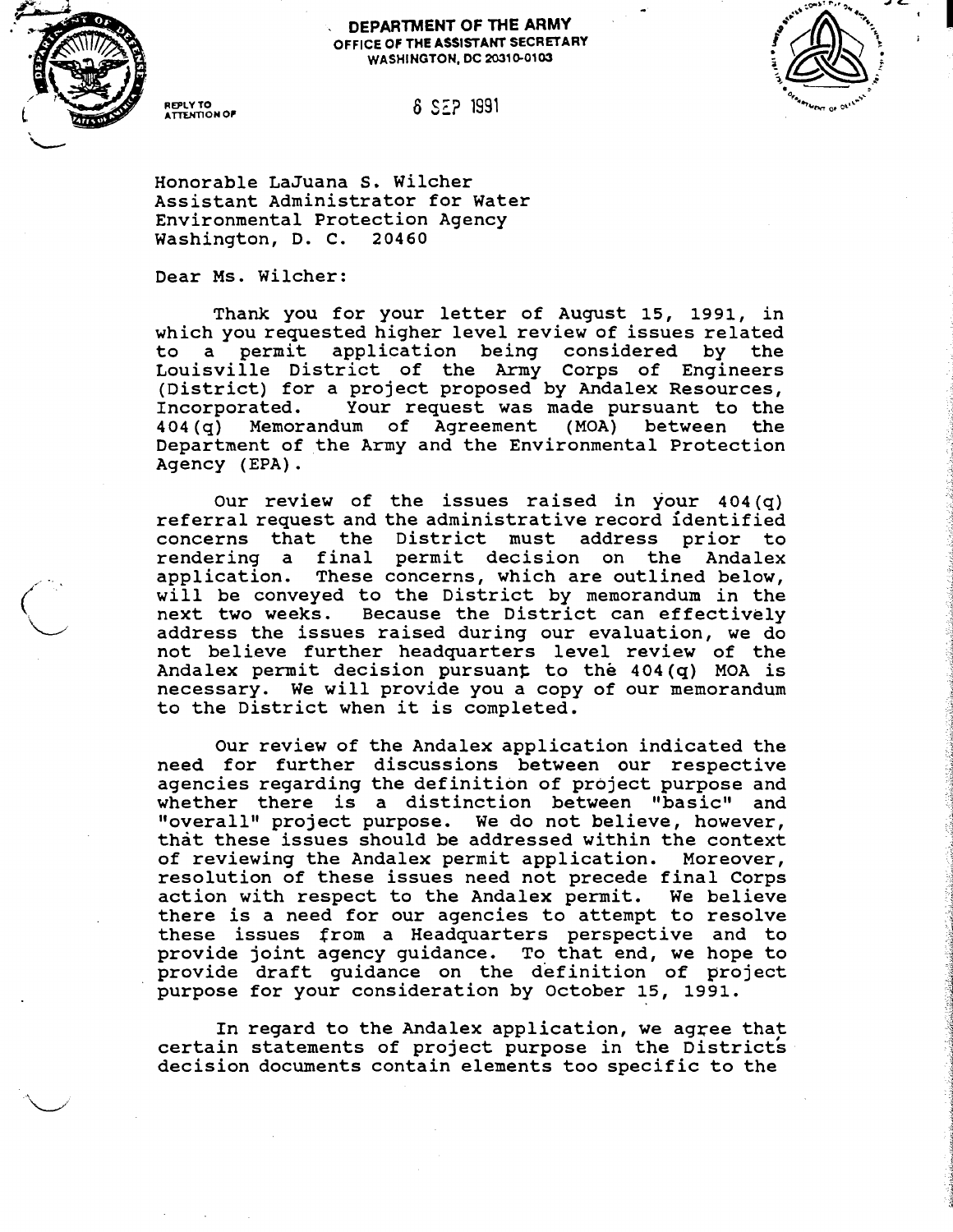**DEPARTMENT OF THE ARMY**
**OFFICE OF THE ASSISTANT SECRETARY**
**WASHINGTON, DC 20310-0103**

REPLY TO ATTENTION OF

6 SEP 1991

Honorable LaJuana S. Wilcher
Assistant Administrator for Water
Environmental Protection Agency
Washington, D. C. 20460

Dear Ms. Wilcher:

Thank you for your letter of August 15, 1991, in which you requested higher level review of issues related to a permit application being considered by the Louisville District of the Army Corps of Engineers (District) for a project proposed by Andalex Resources, Incorporated. Your request was made pursuant to the 404(q) Memorandum of Agreement (MOA) between the Department of the Army and the Environmental Protection Agency (EPA).

Our review of the issues raised in your 404(q) referral request and the administrative record identified concerns that the District must address prior to rendering a final permit decision on the Andalex application. These concerns, which are outlined below, will be conveyed to the District by memorandum in the next two weeks. Because the District can effectively address the issues raised during our evaluation, we do not believe further headquarters level review of the Andalex permit decision pursuant to the 404(q) MOA is necessary. We will provide you a copy of our memorandum to the District when it is completed.

Our review of the Andalex application indicated the need for further discussions between our respective agencies regarding the definition of project purpose and whether there is a distinction between "basic" and "overall" project purpose. We do not believe, however, that these issues should be addressed within the context of reviewing the Andalex permit application. Moreover, resolution of these issues need not precede final Corps action with respect to the Andalex permit. We believe there is a need for our agencies to attempt to resolve these issues from a Headquarters perspective and to provide joint agency guidance. To that end, we hope to provide draft guidance on the definition of project purpose for your consideration by October 15, 1991.

In regard to the Andalex application, we agree that certain statements of project purpose in the District's decision documents contain elements too specific to the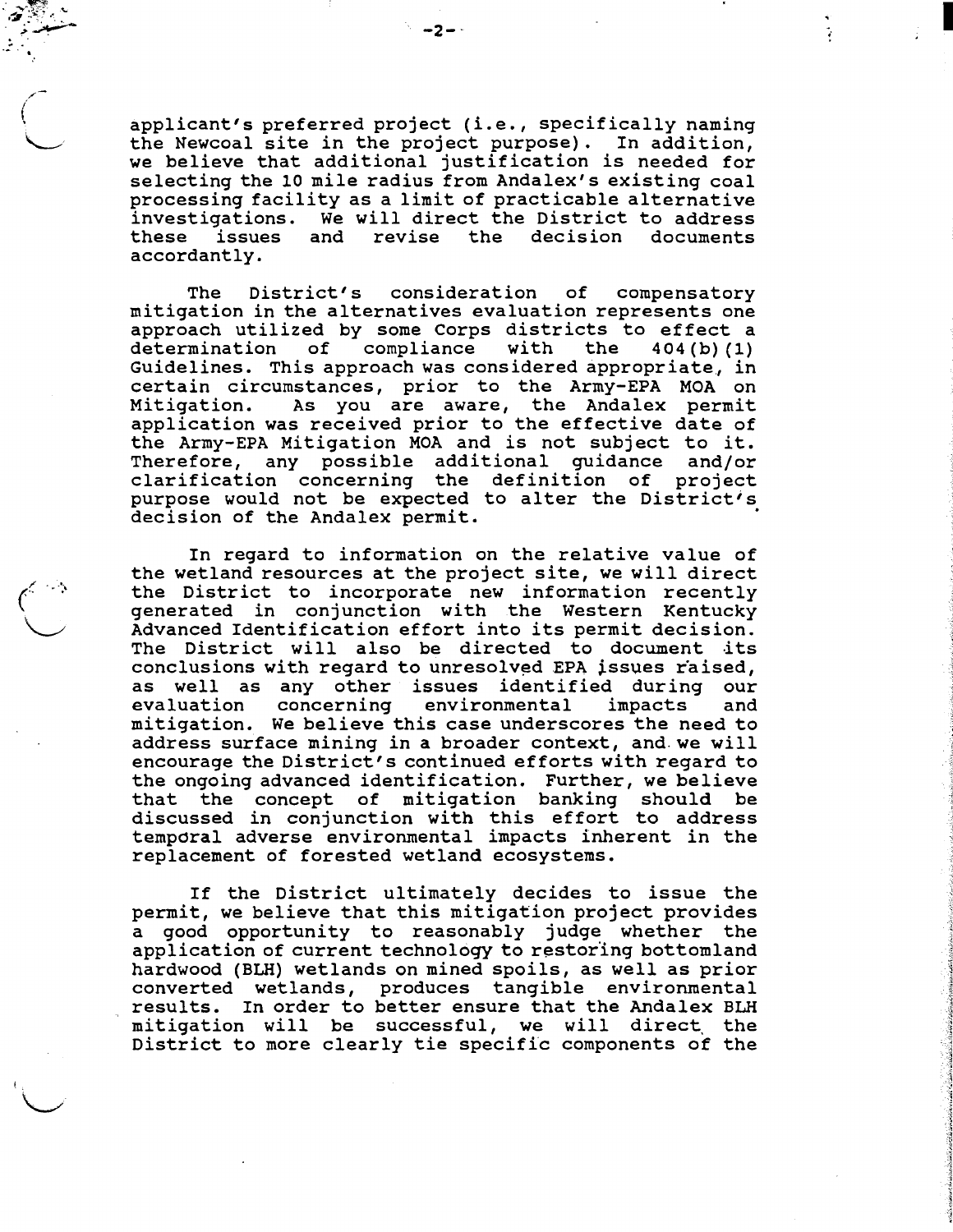applicant's preferred project (i.e., specifically naming the Newcoal site in the project purpose). In addition, we believe that additional justification is needed for selecting the 10 mile radius from Andalex's existing coal processing facility as a limit of practicable alternative investigations. We will direct the District to address these issues and revise the decision documents accordantly.

The District's consideration of compensatory mitigation in the alternatives evaluation represents one approach utilized by some Corps districts to effect a determination of compliance with the 404(b)(1) Guidelines. This approach was considered appropriate, in certain circumstances, prior to the Army-EPA MOA on Mitigation. As you are aware, the Andalex permit application was received prior to the effective date of the Army-EPA Mitigation MOA and is not subject to it. Therefore, any possible additional guidance and/or clarification concerning the definition of project purpose would not be expected to alter the District's decision of the Andalex permit.

In regard to information on the relative value of the wetland resources at the project site, we will direct the District to incorporate new information recently generated in conjunction with the Western Kentucky Advanced Identification effort into its permit decision. The District will also be directed to document its conclusions with regard to unresolved EPA issues raised, as well as any other issues identified during our evaluation concerning environmental impacts and mitigation. We believe this case underscores the need to address surface mining in a broader context, and we will encourage the District's continued efforts with regard to the ongoing advanced identification. Further, we believe that the concept of mitigation banking should be discussed in conjunction with this effort to address temporal adverse environmental impacts inherent in the replacement of forested wetland ecosystems.

If the District ultimately decides to issue the permit, we believe that this mitigation project provides a good opportunity to reasonably judge whether the application of current technology to restoring bottomland hardwood (BLH) wetlands on mined spoils, as well as prior converted wetlands, produces tangible environmental results. In order to better ensure that the Andalex BLH mitigation will be successful, we will direct the District to more clearly tie specific components of the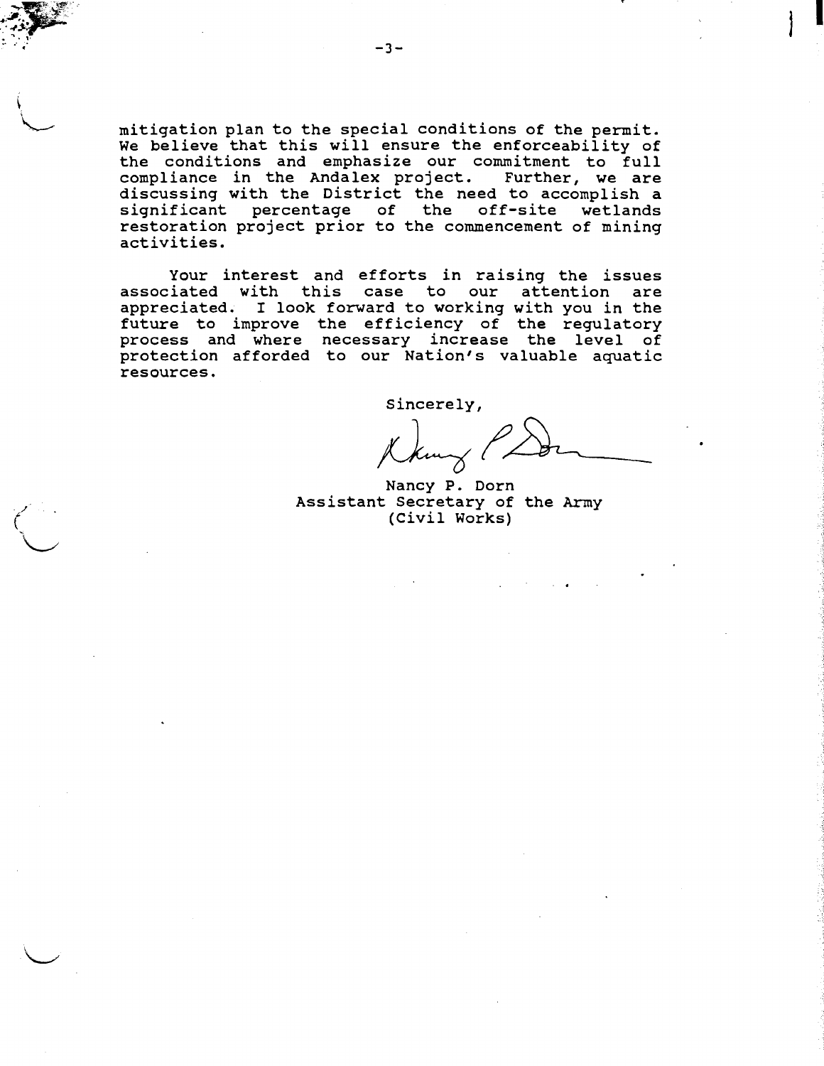mitigation plan to the special conditions of the permit. We believe that this will ensure the enforceability of the conditions and emphasize our commitment to full compliance in the Andalex project. Further, we are discussing with the District the need to accomplish a significant percentage of the off-site wetlands restoration project prior to the commencement of mining activities.

Your interest and efforts in raising the issues associated with this case to our attention are appreciated. I look forward to working with you in the future to improve the efficiency of the regulatory process and where necessary increase the level of protection afforded to our Nation's valuable aquatic resources.

Sincerely,

Nancy P. Dorn
Assistant Secretary of the Army
(Civil Works)